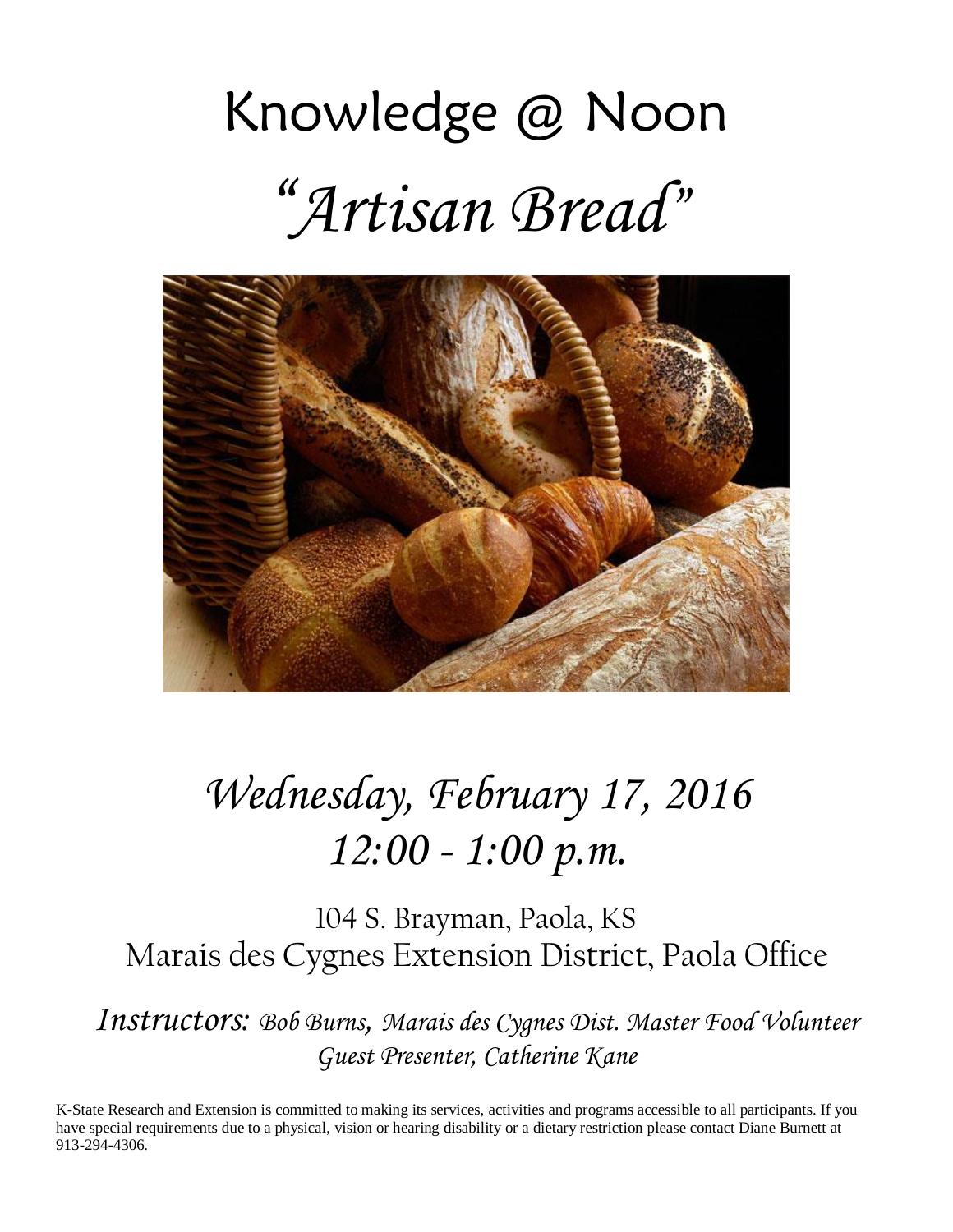# Knowledge @ Noon

# *"Artisan Bread"*

## *Wednesday, February 17, 2016*
## *12:00 - 1:00 p.m.*

104 S. Brayman, Paola, KS
Marais des Cygnes Extension District, Paola Office

*Instructors: Bob Burns, Marais des Cygnes Dist. Master Food Volunteer*
*Guest Presenter, Catherine Kane*

K-State Research and Extension is committed to making its services, activities and programs accessible to all participants. If you have special requirements due to a physical, vision or hearing disability or a dietary restriction please contact Diane Burnett at 913-294-4306.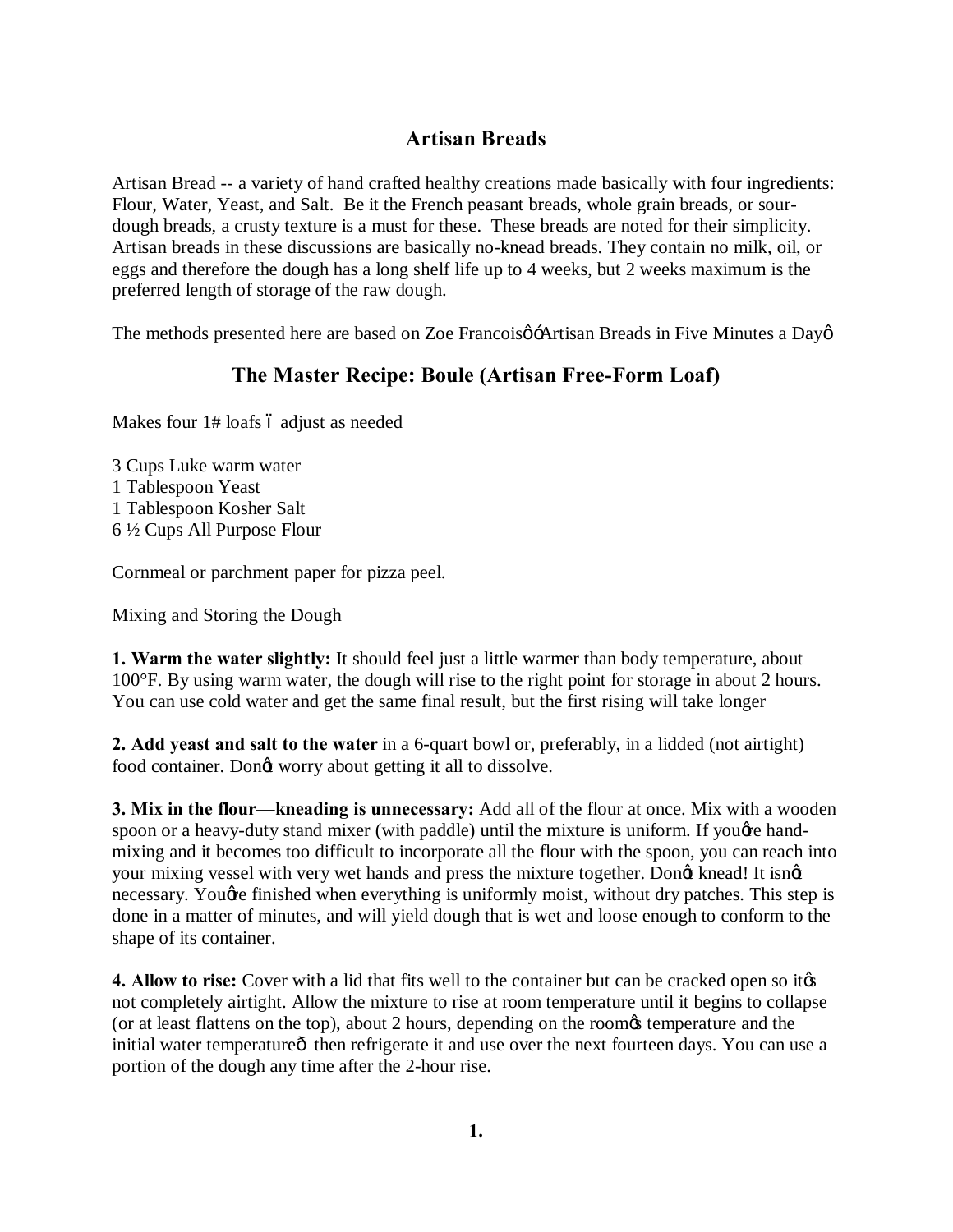# Artisan Breads

Artisan Bread -- a variety of hand crafted healthy creations made basically with four ingredients: Flour, Water, Yeast, and Salt. Be it the French peasant breads, whole grain breads, or sour-dough breads, a crusty texture is a must for these. These breads are noted for their simplicity. Artisan breads in these discussions are basically no-knead breads. They contain no milk, oil, or eggs and therefore the dough has a long shelf life up to 4 weeks, but 2 weeks maximum is the preferred length of storage of the raw dough.

The methods presented here are based on Zoe Francoisô ó Artisan Breads in Five Minutes a Dayô

## The Master Recipe: Boule (Artisan Free-Form Loaf)

Makes four 1# loafs ó adjust as needed

3 Cups Luke warm water
1 Tablespoon Yeast
1 Tablespoon Kosher Salt
6 ½ Cups All Purpose Flour

Cornmeal or parchment paper for pizza peel.

Mixing and Storing the Dough

**1. Warm the water slightly:** It should feel just a little warmer than body temperature, about 100°F. By using warm water, the dough will rise to the right point for storage in about 2 hours. You can use cold water and get the same final result, but the first rising will take longer

**2. Add yeast and salt to the water** in a 6-quart bowl or, preferably, in a lidded (not airtight) food container. Donøt worry about getting it all to dissolve.

**3. Mix in the flour—kneading is unnecessary:** Add all of the flour at once. Mix with a wooden spoon or a heavy-duty stand mixer (with paddle) until the mixture is uniform. If youøre hand-mixing and it becomes too difficult to incorporate all the flour with the spoon, you can reach into your mixing vessel with very wet hands and press the mixture together. Donøt knead! It isnøt necessary. Youøre finished when everything is uniformly moist, without dry patches. This step is done in a matter of minutes, and will yield dough that is wet and loose enough to conform to the shape of its container.

**4. Allow to rise:** Cover with a lid that fits well to the container but can be cracked open so itøs not completely airtight. Allow the mixture to rise at room temperature until it begins to collapse (or at least flattens on the top), about 2 hours, depending on the roomøs temperature and the initial water temperatureô then refrigerate it and use over the next fourteen days. You can use a portion of the dough any time after the 2-hour rise.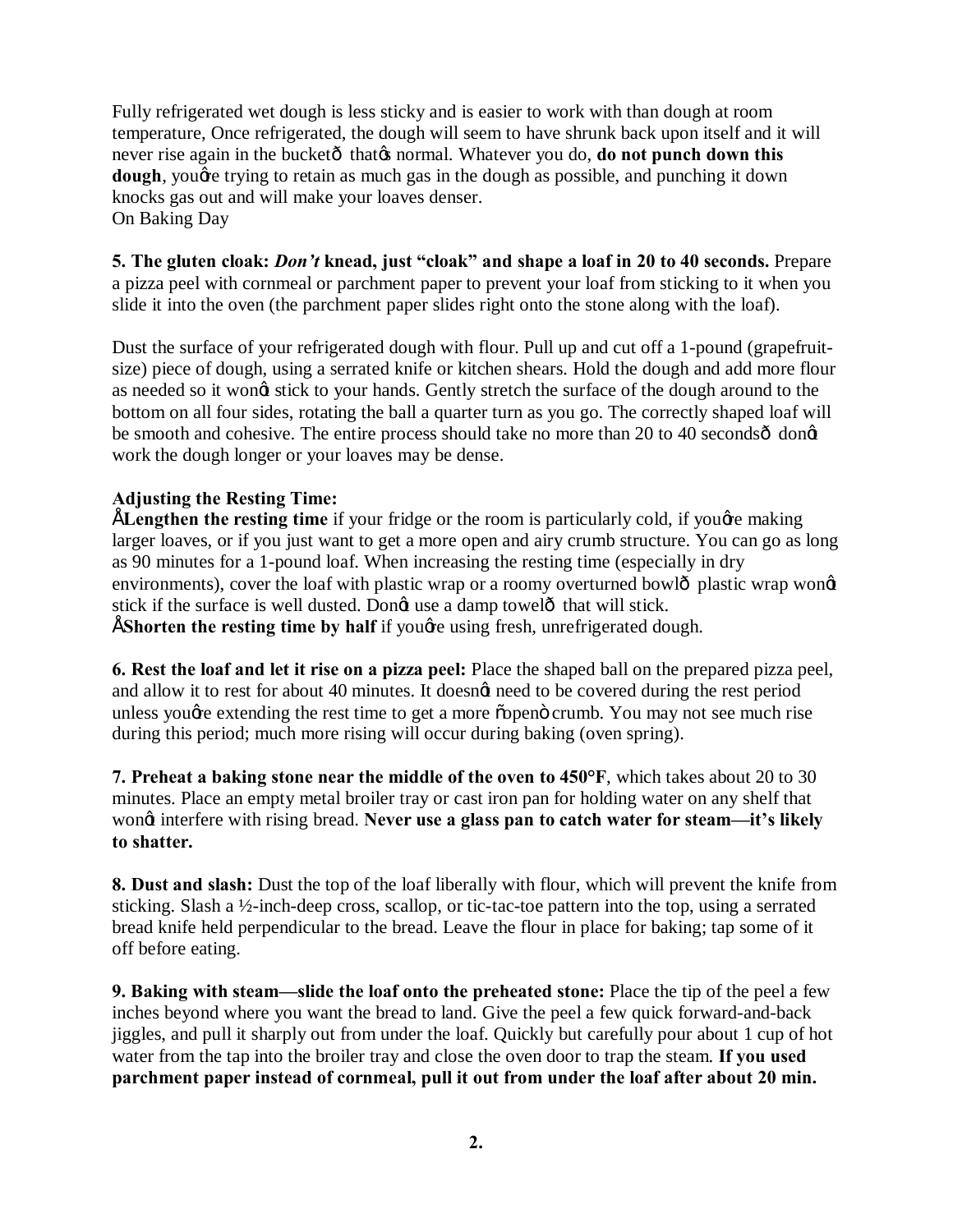Fully refrigerated wet dough is less sticky and is easier to work with than dough at room temperature, Once refrigerated, the dough will seem to have shrunk back upon itself and it will never rise again in the bucketô thatøs normal. Whatever you do, **do not punch down this dough**, youøre trying to retain as much gas in the dough as possible, and punching it down knocks gas out and will make your loaves denser.
On Baking Day

**5. The gluten cloak: *Don't* knead, just "cloak" and shape a loaf in 20 to 40 seconds.** Prepare a pizza peel with cornmeal or parchment paper to prevent your loaf from sticking to it when you slide it into the oven (the parchment paper slides right onto the stone along with the loaf).

Dust the surface of your refrigerated dough with flour. Pull up and cut off a 1-pound (grapefruit-size) piece of dough, using a serrated knife or kitchen shears. Hold the dough and add more flour as needed so it wonøt stick to your hands. Gently stretch the surface of the dough around to the bottom on all four sides, rotating the ball a quarter turn as you go. The correctly shaped loaf will be smooth and cohesive. The entire process should take no more than 20 to 40 secondsô donøt work the dough longer or your loaves may be dense.

**Adjusting the Resting Time:**
Å**Lengthen the resting time** if your fridge or the room is particularly cold, if youøre making larger loaves, or if you just want to get a more open and airy crumb structure. You can go as long as 90 minutes for a 1-pound loaf. When increasing the resting time (especially in dry environments), cover the loaf with plastic wrap or a roomy overturned bowlô plastic wrap wonøt stick if the surface is well dusted. Donøt use a damp towelô that will stick.
Å**Shorten the resting time by half** if youøre using fresh, unrefrigerated dough.

**6. Rest the loaf and let it rise on a pizza peel:** Place the shaped ball on the prepared pizza peel, and allow it to rest for about 40 minutes. It doesnøt need to be covered during the rest period unless youøre extending the rest time to get a more õopenö crumb. You may not see much rise during this period; much more rising will occur during baking (oven spring).

**7. Preheat a baking stone near the middle of the oven to 450°F**, which takes about 20 to 30 minutes. Place an empty metal broiler tray or cast iron pan for holding water on any shelf that wonøt interfere with rising bread. **Never use a glass pan to catch water for steam—it's likely to shatter.**

**8. Dust and slash:** Dust the top of the loaf liberally with flour, which will prevent the knife from sticking. Slash a ½-inch-deep cross, scallop, or tic-tac-toe pattern into the top, using a serrated bread knife held perpendicular to the bread. Leave the flour in place for baking; tap some of it off before eating.

**9. Baking with steam—slide the loaf onto the preheated stone:** Place the tip of the peel a few inches beyond where you want the bread to land. Give the peel a few quick forward-and-back jiggles, and pull it sharply out from under the loaf. Quickly but carefully pour about 1 cup of hot water from the tap into the broiler tray and close the oven door to trap the steam. **If you used parchment paper instead of cornmeal, pull it out from under the loaf after about 20 min.**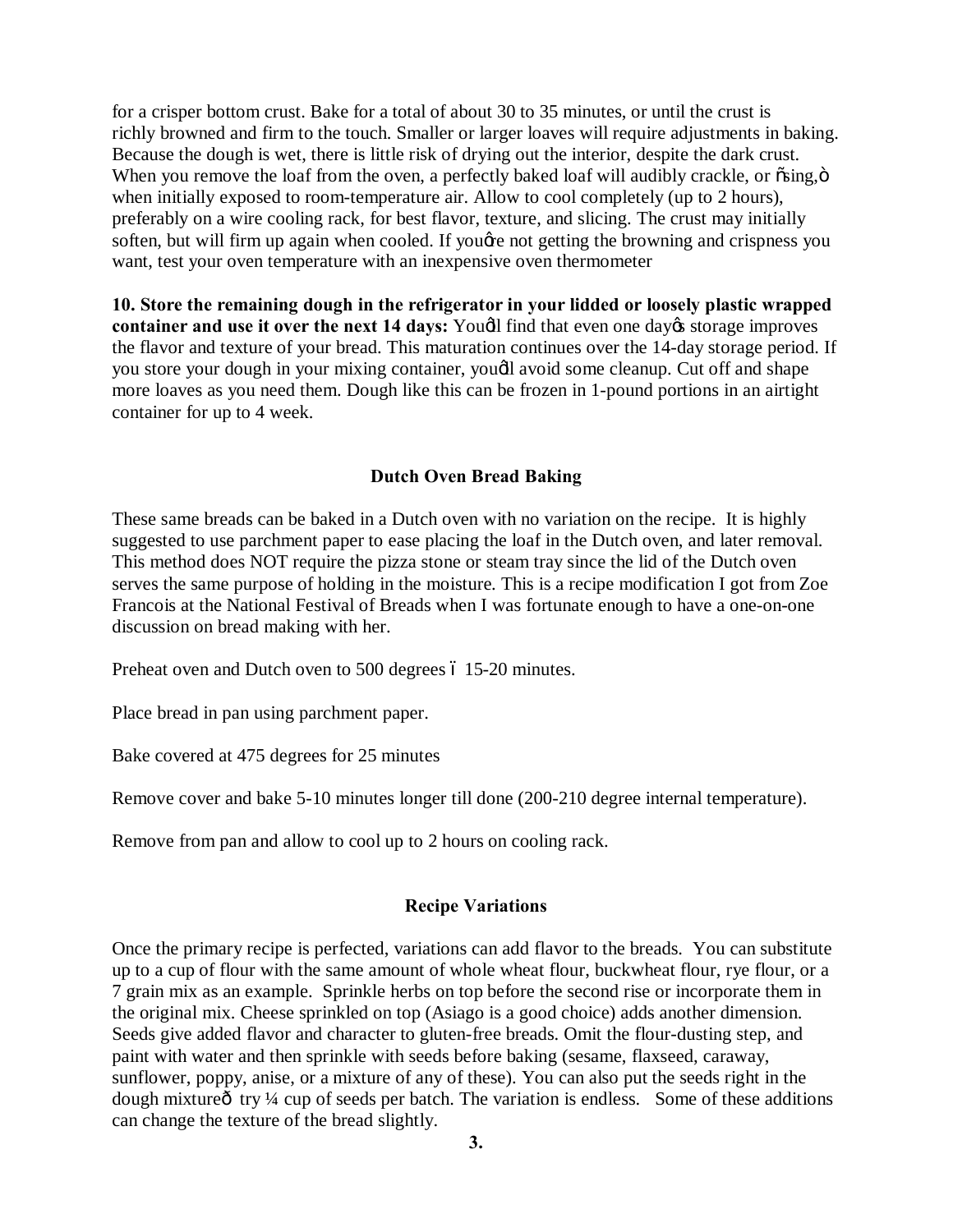for a crisper bottom crust. Bake for a total of about 30 to 35 minutes, or until the crust is richly browned and firm to the touch. Smaller or larger loaves will require adjustments in baking. Because the dough is wet, there is little risk of drying out the interior, despite the dark crust. When you remove the loaf from the oven, a perfectly baked loaf will audibly crackle, or õsing,ö when initially exposed to room-temperature air. Allow to cool completely (up to 2 hours), preferably on a wire cooling rack, for best flavor, texture, and slicing. The crust may initially soften, but will firm up again when cooled. If youøre not getting the browning and crispness you want, test your oven temperature with an inexpensive oven thermometer

**10. Store the remaining dough in the refrigerator in your lidded or loosely plastic wrapped container and use it over the next 14 days:** Youøll find that even one dayøs storage improves the flavor and texture of your bread. This maturation continues over the 14-day storage period. If you store your dough in your mixing container, youøll avoid some cleanup. Cut off and shape more loaves as you need them. Dough like this can be frozen in 1-pound portions in an airtight container for up to 4 week.

## Dutch Oven Bread Baking

These same breads can be baked in a Dutch oven with no variation on the recipe. It is highly suggested to use parchment paper to ease placing the loaf in the Dutch oven, and later removal. This method does NOT require the pizza stone or steam tray since the lid of the Dutch oven serves the same purpose of holding in the moisture. This is a recipe modification I got from Zoe Francois at the National Festival of Breads when I was fortunate enough to have a one-on-one discussion on bread making with her.

Preheat oven and Dutch oven to 500 degrees 6 15-20 minutes.

Place bread in pan using parchment paper.

Bake covered at 475 degrees for 25 minutes

Remove cover and bake 5-10 minutes longer till done (200-210 degree internal temperature).

Remove from pan and allow to cool up to 2 hours on cooling rack.

## Recipe Variations

Once the primary recipe is perfected, variations can add flavor to the breads. You can substitute up to a cup of flour with the same amount of whole wheat flour, buckwheat flour, rye flour, or a 7 grain mix as an example. Sprinkle herbs on top before the second rise or incorporate them in the original mix. Cheese sprinkled on top (Asiago is a good choice) adds another dimension. Seeds give added flavor and character to gluten-free breads. Omit the flour-dusting step, and paint with water and then sprinkle with seeds before baking (sesame, flaxseed, caraway, sunflower, poppy, anise, or a mixture of any of these). You can also put the seeds right in the dough mixtureô try ¼ cup of seeds per batch. The variation is endless. Some of these additions can change the texture of the bread slightly.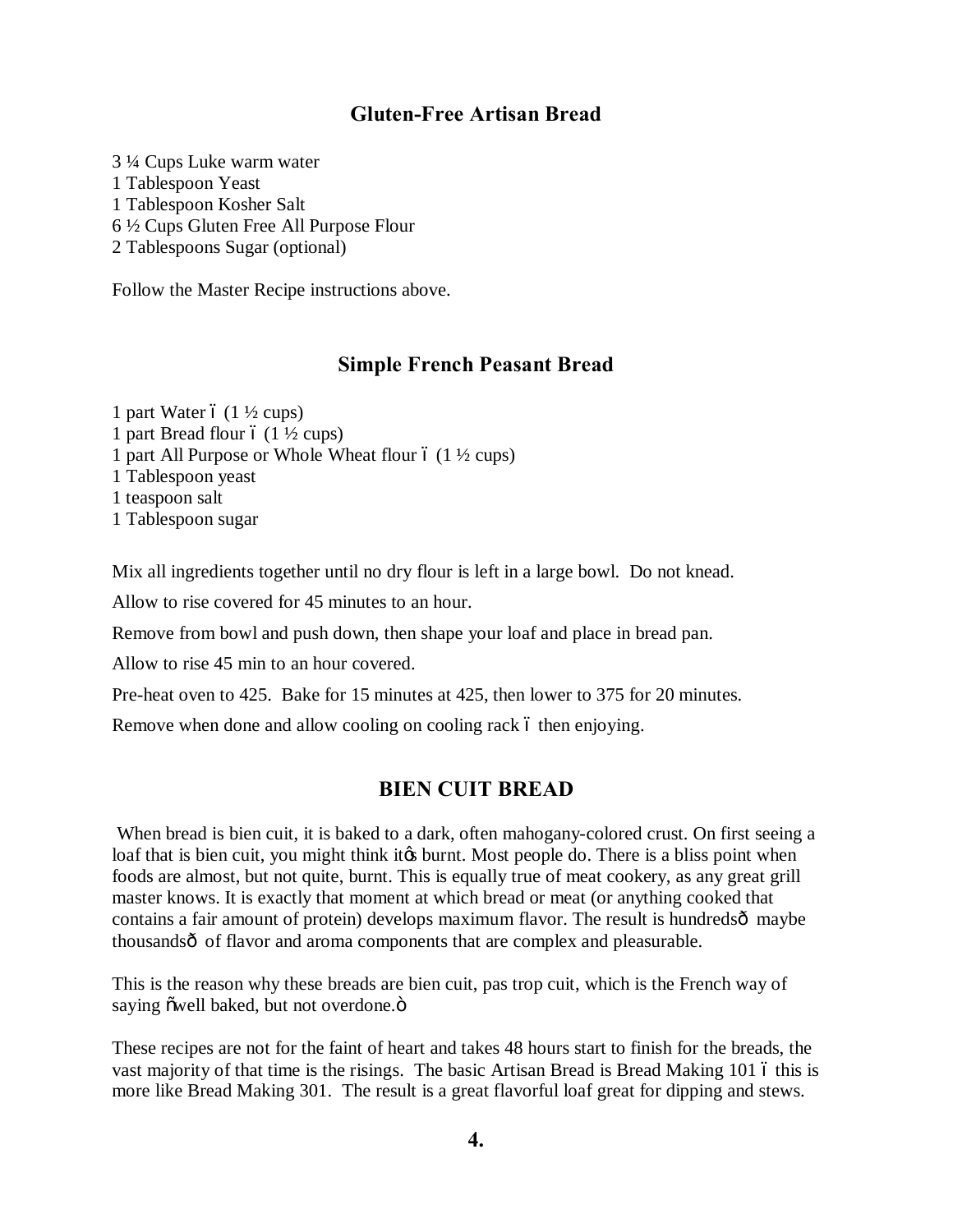## Gluten-Free Artisan Bread

3 ¼ Cups Luke warm water
1 Tablespoon Yeast
1 Tablespoon Kosher Salt
6 ½ Cups Gluten Free All Purpose Flour
2 Tablespoons Sugar (optional)

Follow the Master Recipe instructions above.

## Simple French Peasant Bread

1 part Water – (1 ½ cups)
1 part Bread flour – (1 ½ cups)
1 part All Purpose or Whole Wheat flour – (1 ½ cups)
1 Tablespoon yeast
1 teaspoon salt
1 Tablespoon sugar

Mix all ingredients together until no dry flour is left in a large bowl. Do not knead.

Allow to rise covered for 45 minutes to an hour.

Remove from bowl and push down, then shape your loaf and place in bread pan.

Allow to rise 45 min to an hour covered.

Pre-heat oven to 425. Bake for 15 minutes at 425, then lower to 375 for 20 minutes.

Remove when done and allow cooling on cooling rack – then enjoying.

## BIEN CUIT BREAD

When bread is bien cuit, it is baked to a dark, often mahogany-colored crust. On first seeing a loaf that is bien cuit, you might think it's burnt. Most people do. There is a bliss point when foods are almost, but not quite, burnt. This is equally true of meat cookery, as any great grill master knows. It is exactly that moment at which bread or meat (or anything cooked that contains a fair amount of protein) develops maximum flavor. The result is hundreds— maybe thousands— of flavor and aroma components that are complex and pleasurable.

This is the reason why these breads are bien cuit, pas trop cuit, which is the French way of saying "well baked, but not overdone."

These recipes are not for the faint of heart and takes 48 hours start to finish for the breads, the vast majority of that time is the risings. The basic Artisan Bread is Bread Making 101 – this is more like Bread Making 301. The result is a great flavorful loaf great for dipping and stews.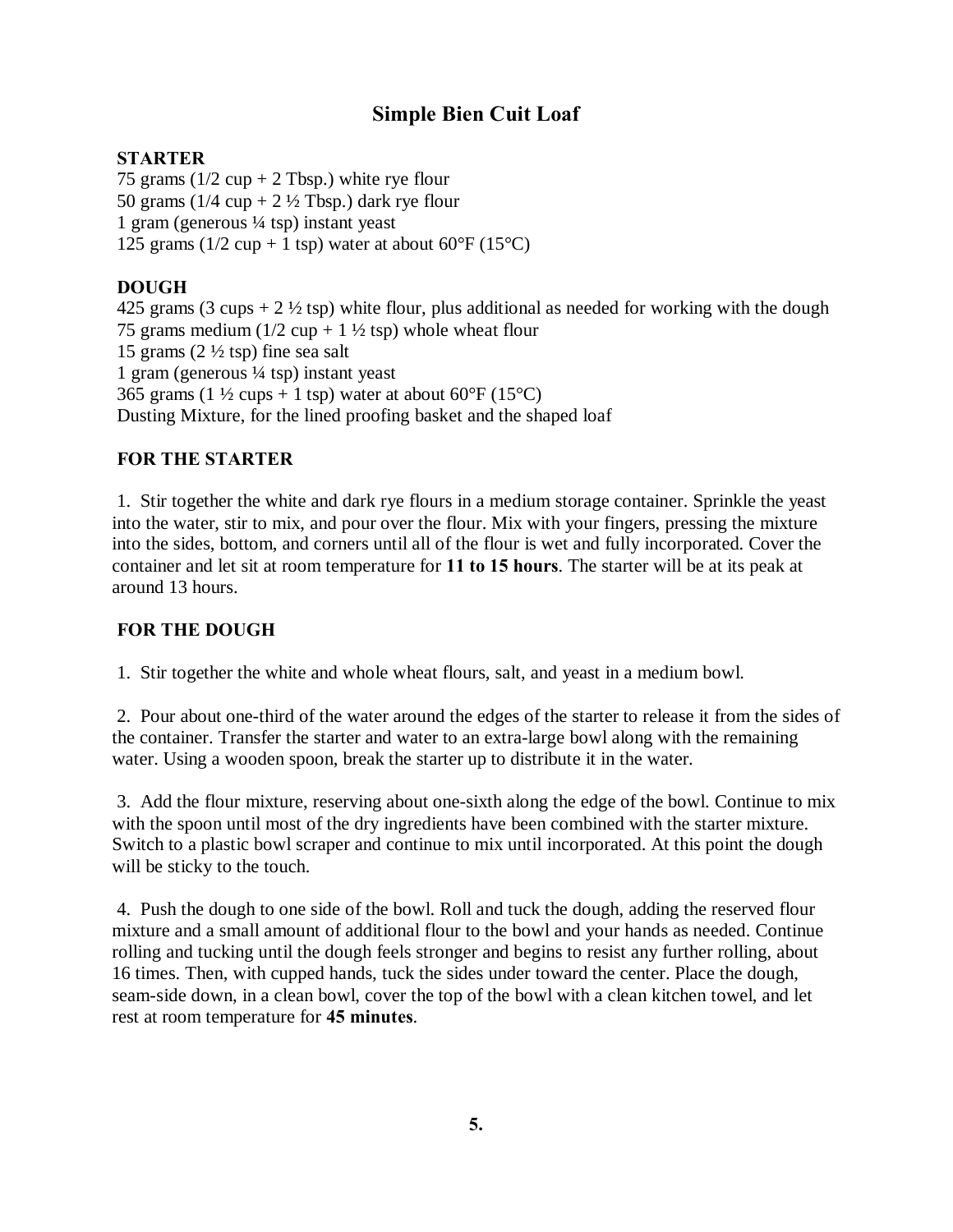## Simple Bien Cuit Loaf

**STARTER**

75 grams (1/2 cup + 2 Tbsp.) white rye flour
50 grams (1/4 cup + 2 ½ Tbsp.) dark rye flour
1 gram (generous ¼ tsp) instant yeast
125 grams (1/2 cup + 1 tsp) water at about 60°F (15°C)

**DOUGH**

425 grams (3 cups + 2 ½ tsp) white flour, plus additional as needed for working with the dough
75 grams medium (1/2 cup + 1 ½ tsp) whole wheat flour
15 grams (2 ½ tsp) fine sea salt
1 gram (generous ¼ tsp) instant yeast
365 grams (1 ½ cups + 1 tsp) water at about 60°F (15°C)
Dusting Mixture, for the lined proofing basket and the shaped loaf

**FOR THE STARTER**

1. Stir together the white and dark rye flours in a medium storage container. Sprinkle the yeast into the water, stir to mix, and pour over the flour. Mix with your fingers, pressing the mixture into the sides, bottom, and corners until all of the flour is wet and fully incorporated. Cover the container and let sit at room temperature for **11 to 15 hours**. The starter will be at its peak at around 13 hours.

**FOR THE DOUGH**

1. Stir together the white and whole wheat flours, salt, and yeast in a medium bowl.

2. Pour about one-third of the water around the edges of the starter to release it from the sides of the container. Transfer the starter and water to an extra-large bowl along with the remaining water. Using a wooden spoon, break the starter up to distribute it in the water.

3. Add the flour mixture, reserving about one-sixth along the edge of the bowl. Continue to mix with the spoon until most of the dry ingredients have been combined with the starter mixture. Switch to a plastic bowl scraper and continue to mix until incorporated. At this point the dough will be sticky to the touch.

4. Push the dough to one side of the bowl. Roll and tuck the dough, adding the reserved flour mixture and a small amount of additional flour to the bowl and your hands as needed. Continue rolling and tucking until the dough feels stronger and begins to resist any further rolling, about 16 times. Then, with cupped hands, tuck the sides under toward the center. Place the dough, seam-side down, in a clean bowl, cover the top of the bowl with a clean kitchen towel, and let rest at room temperature for **45 minutes**.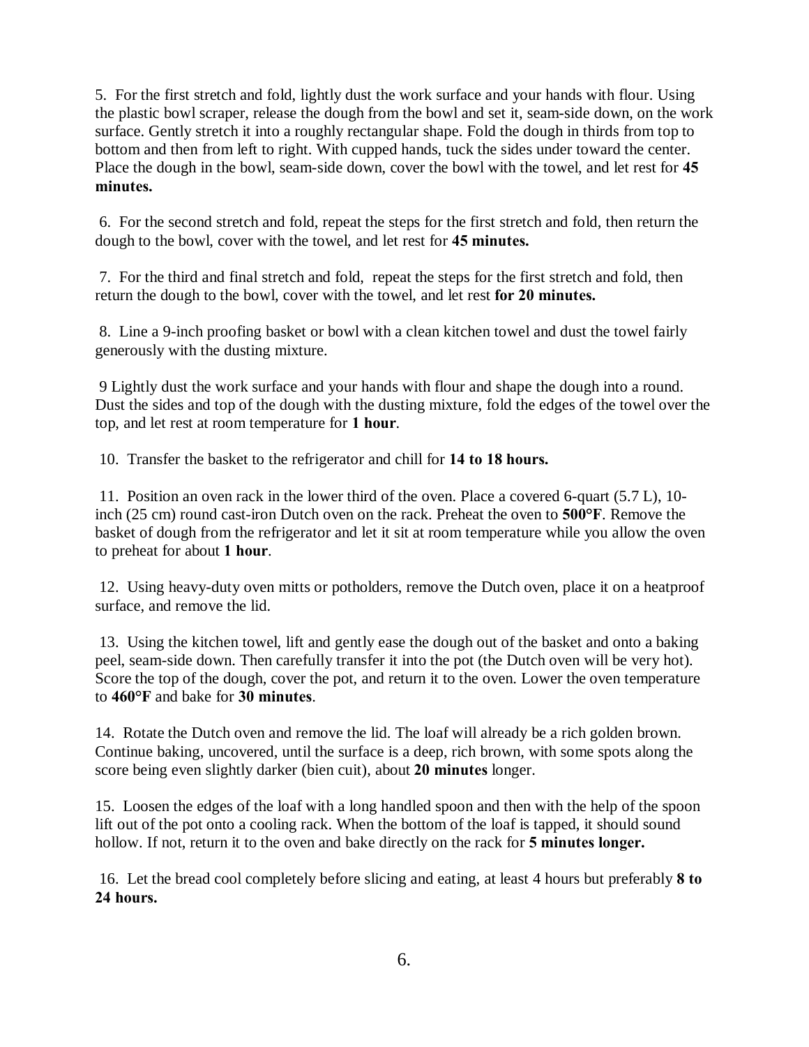5. For the first stretch and fold, lightly dust the work surface and your hands with flour. Using the plastic bowl scraper, release the dough from the bowl and set it, seam-side down, on the work surface. Gently stretch it into a roughly rectangular shape. Fold the dough in thirds from top to bottom and then from left to right. With cupped hands, tuck the sides under toward the center. Place the dough in the bowl, seam-side down, cover the bowl with the towel, and let rest for **45 minutes.**

6. For the second stretch and fold, repeat the steps for the first stretch and fold, then return the dough to the bowl, cover with the towel, and let rest for **45 minutes.**

7. For the third and final stretch and fold, repeat the steps for the first stretch and fold, then return the dough to the bowl, cover with the towel, and let rest **for 20 minutes.**

8. Line a 9-inch proofing basket or bowl with a clean kitchen towel and dust the towel fairly generously with the dusting mixture.

9 Lightly dust the work surface and your hands with flour and shape the dough into a round. Dust the sides and top of the dough with the dusting mixture, fold the edges of the towel over the top, and let rest at room temperature for **1 hour**.

10. Transfer the basket to the refrigerator and chill for **14 to 18 hours.**

11. Position an oven rack in the lower third of the oven. Place a covered 6-quart (5.7 L), 10-inch (25 cm) round cast-iron Dutch oven on the rack. Preheat the oven to **500°F**. Remove the basket of dough from the refrigerator and let it sit at room temperature while you allow the oven to preheat for about **1 hour**.

12. Using heavy-duty oven mitts or potholders, remove the Dutch oven, place it on a heatproof surface, and remove the lid.

13. Using the kitchen towel, lift and gently ease the dough out of the basket and onto a baking peel, seam-side down. Then carefully transfer it into the pot (the Dutch oven will be very hot). Score the top of the dough, cover the pot, and return it to the oven. Lower the oven temperature to **460°F** and bake for **30 minutes**.

14. Rotate the Dutch oven and remove the lid. The loaf will already be a rich golden brown. Continue baking, uncovered, until the surface is a deep, rich brown, with some spots along the score being even slightly darker (bien cuit), about **20 minutes** longer.

15. Loosen the edges of the loaf with a long handled spoon and then with the help of the spoon lift out of the pot onto a cooling rack. When the bottom of the loaf is tapped, it should sound hollow. If not, return it to the oven and bake directly on the rack for **5 minutes longer.**

16. Let the bread cool completely before slicing and eating, at least 4 hours but preferably **8 to 24 hours.**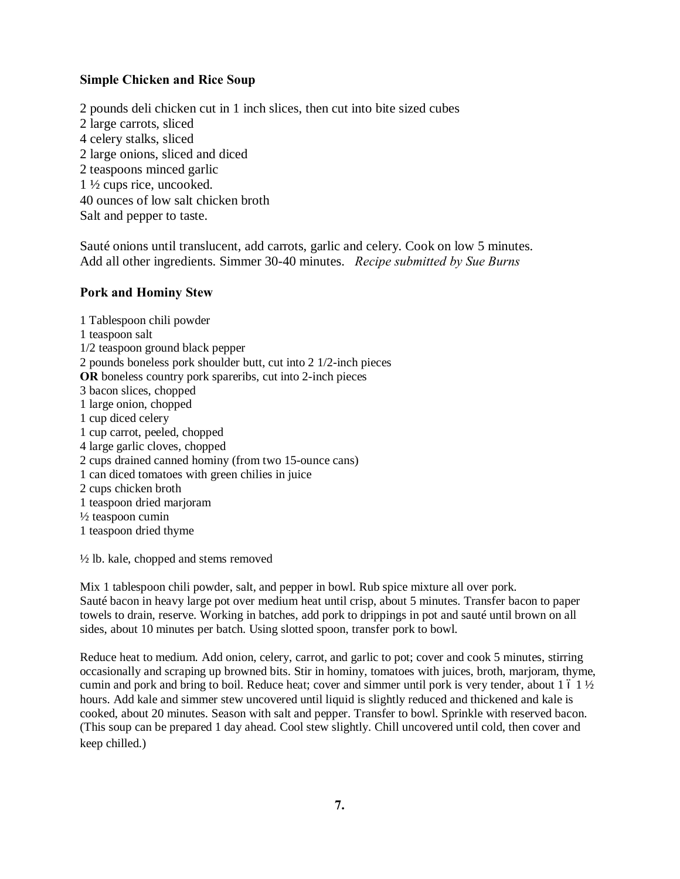### Simple Chicken and Rice Soup

2 pounds deli chicken cut in 1 inch slices, then cut into bite sized cubes
2 large carrots, sliced
4 celery stalks, sliced
2 large onions, sliced and diced
2 teaspoons minced garlic
1 ½ cups rice, uncooked.
40 ounces of low salt chicken broth
Salt and pepper to taste.

Sauté onions until translucent, add carrots, garlic and celery. Cook on low 5 minutes. Add all other ingredients. Simmer 30-40 minutes. *Recipe submitted by Sue Burns*

### Pork and Hominy Stew

1 Tablespoon chili powder
1 teaspoon salt
1/2 teaspoon ground black pepper
2 pounds boneless pork shoulder butt, cut into 2 1/2-inch pieces
**OR** boneless country pork spareribs, cut into 2-inch pieces
3 bacon slices, chopped
1 large onion, chopped
1 cup diced celery
1 cup carrot, peeled, chopped
4 large garlic cloves, chopped
2 cups drained canned hominy (from two 15-ounce cans)
1 can diced tomatoes with green chilies in juice
2 cups chicken broth
1 teaspoon dried marjoram
½ teaspoon cumin
1 teaspoon dried thyme

½ lb. kale, chopped and stems removed

Mix 1 tablespoon chili powder, salt, and pepper in bowl. Rub spice mixture all over pork. Sauté bacon in heavy large pot over medium heat until crisp, about 5 minutes. Transfer bacon to paper towels to drain, reserve. Working in batches, add pork to drippings in pot and sauté until brown on all sides, about 10 minutes per batch. Using slotted spoon, transfer pork to bowl.

Reduce heat to medium. Add onion, celery, carrot, and garlic to pot; cover and cook 5 minutes, stirring occasionally and scraping up browned bits. Stir in hominy, tomatoes with juices, broth, marjoram, thyme, cumin and pork and bring to boil. Reduce heat; cover and simmer until pork is very tender, about 1 ï 1 ½ hours. Add kale and simmer stew uncovered until liquid is slightly reduced and thickened and kale is cooked, about 20 minutes. Season with salt and pepper. Transfer to bowl. Sprinkle with reserved bacon. (This soup can be prepared 1 day ahead. Cool stew slightly. Chill uncovered until cold, then cover and keep chilled.)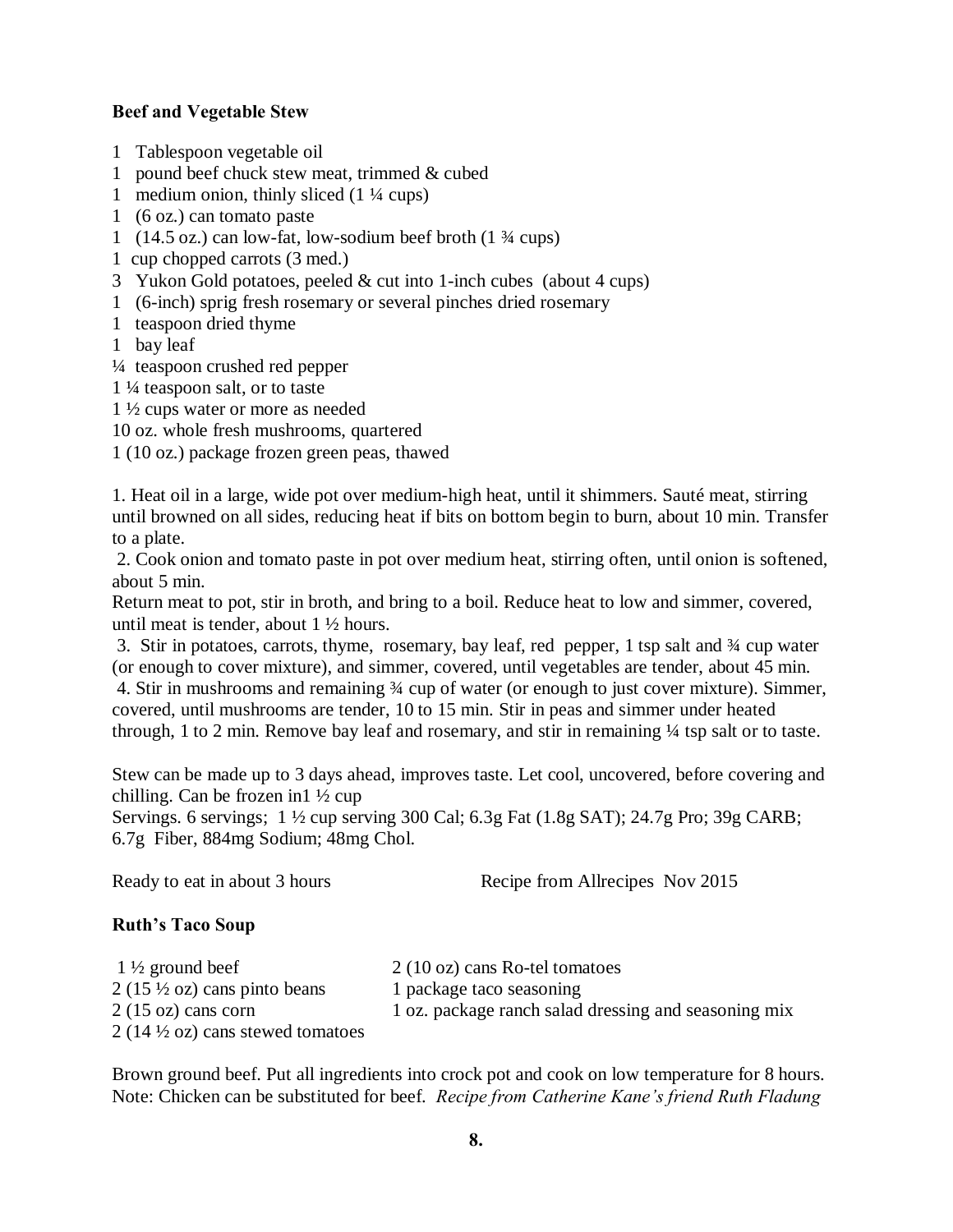**Beef and Vegetable Stew**

1 Tablespoon vegetable oil
1 pound beef chuck stew meat, trimmed & cubed
1 medium onion, thinly sliced (1 ¼ cups)
1 (6 oz.) can tomato paste
1 (14.5 oz.) can low-fat, low-sodium beef broth (1 ¾ cups)
1 cup chopped carrots (3 med.)
3 Yukon Gold potatoes, peeled & cut into 1-inch cubes (about 4 cups)
1 (6-inch) sprig fresh rosemary or several pinches dried rosemary
1 teaspoon dried thyme
1 bay leaf
¼ teaspoon crushed red pepper
1 ¼ teaspoon salt, or to taste
1 ½ cups water or more as needed
10 oz. whole fresh mushrooms, quartered
1 (10 oz.) package frozen green peas, thawed

1. Heat oil in a large, wide pot over medium-high heat, until it shimmers. Sauté meat, stirring until browned on all sides, reducing heat if bits on bottom begin to burn, about 10 min. Transfer to a plate.
2. Cook onion and tomato paste in pot over medium heat, stirring often, until onion is softened, about 5 min.
Return meat to pot, stir in broth, and bring to a boil. Reduce heat to low and simmer, covered, until meat is tender, about 1 ½ hours.
3. Stir in potatoes, carrots, thyme, rosemary, bay leaf, red pepper, 1 tsp salt and ¾ cup water (or enough to cover mixture), and simmer, covered, until vegetables are tender, about 45 min.
4. Stir in mushrooms and remaining ¾ cup of water (or enough to just cover mixture). Simmer, covered, until mushrooms are tender, 10 to 15 min. Stir in peas and simmer under heated through, 1 to 2 min. Remove bay leaf and rosemary, and stir in remaining ¼ tsp salt or to taste.

Stew can be made up to 3 days ahead, improves taste. Let cool, uncovered, before covering and chilling. Can be frozen in1 ½ cup
Servings. 6 servings; 1 ½ cup serving 300 Cal; 6.3g Fat (1.8g SAT); 24.7g Pro; 39g CARB; 6.7g Fiber, 884mg Sodium; 48mg Chol.

Ready to eat in about 3 hours Recipe from Allrecipes Nov 2015

**Ruth's Taco Soup**

1 ½ ground beef
2 (15 ½ oz) cans pinto beans
2 (15 oz) cans corn
2 (14 ½ oz) cans stewed tomatoes
2 (10 oz) cans Ro-tel tomatoes
1 package taco seasoning
1 oz. package ranch salad dressing and seasoning mix

Brown ground beef. Put all ingredients into crock pot and cook on low temperature for 8 hours. Note: Chicken can be substituted for beef. *Recipe from Catherine Kane's friend Ruth Fladung*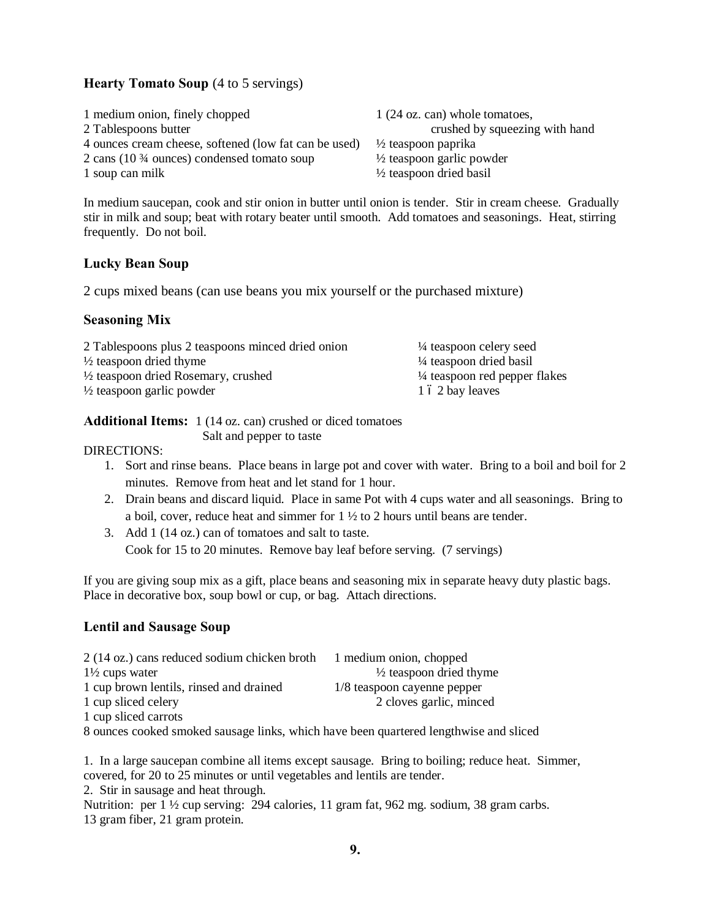### **Hearty Tomato Soup** (4 to 5 servings)

1 medium onion, finely chopped
2 Tablespoons butter
4 ounces cream cheese, softened (low fat can be used)
2 cans (10 ¾ ounces) condensed tomato soup
1 soup can milk
1 (24 oz. can) whole tomatoes, crushed by squeezing with hand
½ teaspoon paprika
½ teaspoon garlic powder
½ teaspoon dried basil

In medium saucepan, cook and stir onion in butter until onion is tender. Stir in cream cheese. Gradually stir in milk and soup; beat with rotary beater until smooth. Add tomatoes and seasonings. Heat, stirring frequently. Do not boil.

### **Lucky Bean Soup**

2 cups mixed beans (can use beans you mix yourself or the purchased mixture)

### **Seasoning Mix**

2 Tablespoons plus 2 teaspoons minced dried onion
½ teaspoon dried thyme
½ teaspoon dried Rosemary, crushed
½ teaspoon garlic powder
¼ teaspoon celery seed
¼ teaspoon dried basil
¼ teaspoon red pepper flakes
1 ï 2 bay leaves

**Additional Items:** 1 (14 oz. can) crushed or diced tomatoes
Salt and pepper to taste

DIRECTIONS:

1. Sort and rinse beans. Place beans in large pot and cover with water. Bring to a boil and boil for 2 minutes. Remove from heat and let stand for 1 hour.
2. Drain beans and discard liquid. Place in same Pot with 4 cups water and all seasonings. Bring to a boil, cover, reduce heat and simmer for 1 ½ to 2 hours until beans are tender.
3. Add 1 (14 oz.) can of tomatoes and salt to taste.
   Cook for 15 to 20 minutes. Remove bay leaf before serving. (7 servings)

If you are giving soup mix as a gift, place beans and seasoning mix in separate heavy duty plastic bags. Place in decorative box, soup bowl or cup, or bag. Attach directions.

### **Lentil and Sausage Soup**

2 (14 oz.) cans reduced sodium chicken broth
1½ cups water
1 cup brown lentils, rinsed and drained
1 cup sliced celery
1 cup sliced carrots
1 medium onion, chopped
½ teaspoon dried thyme
1/8 teaspoon cayenne pepper
2 cloves garlic, minced
8 ounces cooked smoked sausage links, which have been quartered lengthwise and sliced

1. In a large saucepan combine all items except sausage. Bring to boiling; reduce heat. Simmer, covered, for 20 to 25 minutes or until vegetables and lentils are tender.
2. Stir in sausage and heat through.

Nutrition: per 1 ½ cup serving: 294 calories, 11 gram fat, 962 mg. sodium, 38 gram carbs.
13 gram fiber, 21 gram protein.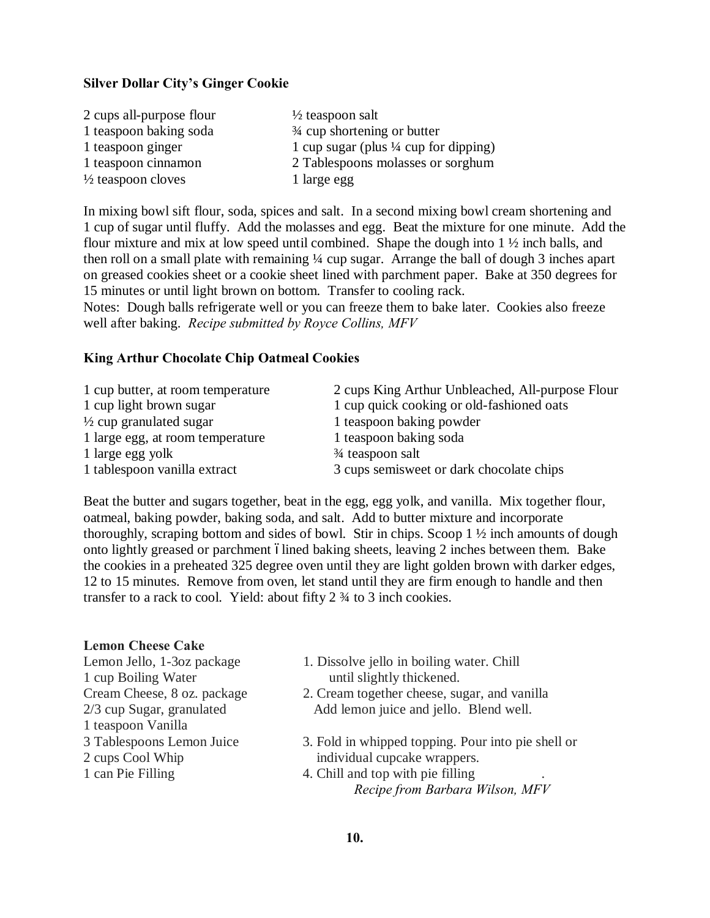### Silver Dollar City's Ginger Cookie

2 cups all-purpose flour
1 teaspoon baking soda
1 teaspoon ginger
1 teaspoon cinnamon
½ teaspoon cloves
½ teaspoon salt
¾ cup shortening or butter
1 cup sugar (plus ¼ cup for dipping)
2 Tablespoons molasses or sorghum
1 large egg

In mixing bowl sift flour, soda, spices and salt. In a second mixing bowl cream shortening and 1 cup of sugar until fluffy. Add the molasses and egg. Beat the mixture for one minute. Add the flour mixture and mix at low speed until combined. Shape the dough into 1 ½ inch balls, and then roll on a small plate with remaining ¼ cup sugar. Arrange the ball of dough 3 inches apart on greased cookies sheet or a cookie sheet lined with parchment paper. Bake at 350 degrees for 15 minutes or until light brown on bottom. Transfer to cooling rack.
Notes: Dough balls refrigerate well or you can freeze them to bake later. Cookies also freeze well after baking. *Recipe submitted by Royce Collins, MFV*

### King Arthur Chocolate Chip Oatmeal Cookies

1 cup butter, at room temperature
1 cup light brown sugar
½ cup granulated sugar
1 large egg, at room temperature
1 large egg yolk
1 tablespoon vanilla extract
2 cups King Arthur Unbleached, All-purpose Flour
1 cup quick cooking or old-fashioned oats
1 teaspoon baking powder
1 teaspoon baking soda
¾ teaspoon salt
3 cups semisweet or dark chocolate chips

Beat the butter and sugars together, beat in the egg, egg yolk, and vanilla. Mix together flour, oatmeal, baking powder, baking soda, and salt. Add to butter mixture and incorporate thoroughly, scraping bottom and sides of bowl. Stir in chips. Scoop 1 ½ inch amounts of dough onto lightly greased or parchment ïlined baking sheets, leaving 2 inches between them. Bake the cookies in a preheated 325 degree oven until they are light golden brown with darker edges, 12 to 15 minutes. Remove from oven, let stand until they are firm enough to handle and then transfer to a rack to cool. Yield: about fifty 2 ¾ to 3 inch cookies.

### Lemon Cheese Cake

Lemon Jello, 1-3oz package
1 cup Boiling Water
Cream Cheese, 8 oz. package
2/3 cup Sugar, granulated
1 teaspoon Vanilla
3 Tablespoons Lemon Juice
2 cups Cool Whip
1 can Pie Filling

1. Dissolve jello in boiling water. Chill until slightly thickened.
2. Cream together cheese, sugar, and vanilla Add lemon juice and jello. Blend well.
3. Fold in whipped topping. Pour into pie shell or individual cupcake wrappers.
4. Chill and top with pie filling .

*Recipe from Barbara Wilson, MFV*